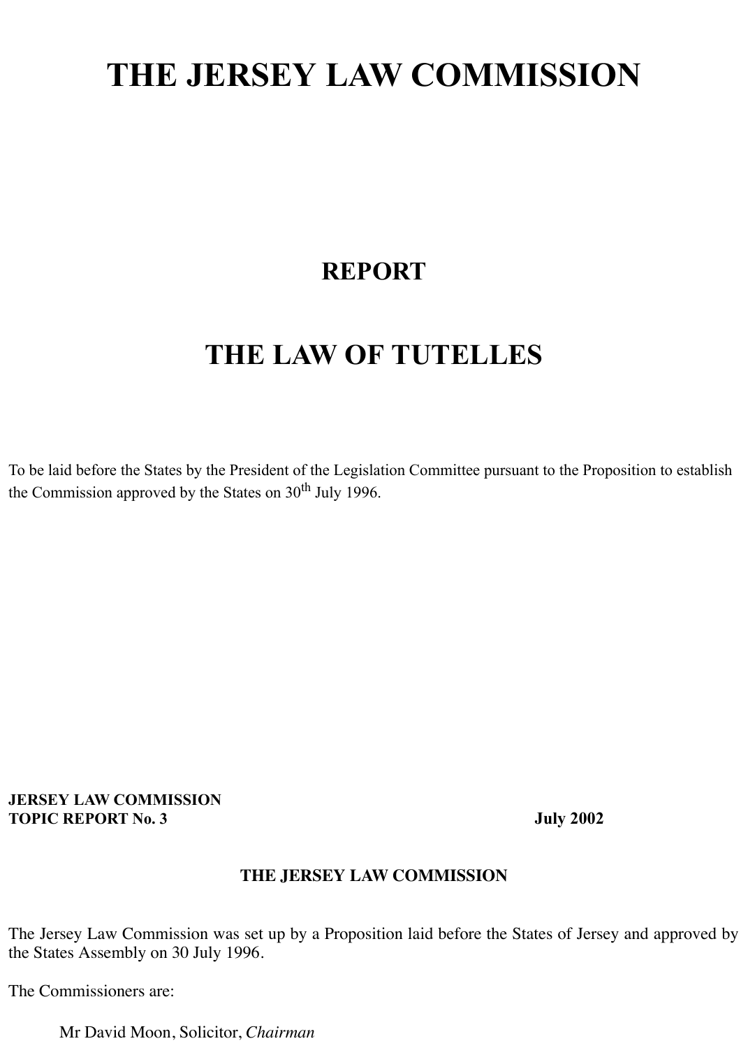# THE JERSEY LAW COMMISSION

## REPORT

## THE LAW OF TUTELLES

To be laid before the States by the President of the Legislation Committee pursuant to the Proposition to establish the Commission approved by the States on 30th July 1996.

**JERSEY LAW COMMISSION**
**TOPIC REPORT No. 3** **July 2002**

### THE JERSEY LAW COMMISSION

The Jersey Law Commission was set up by a Proposition laid before the States of Jersey and approved by the States Assembly on 30 July 1996.

The Commissioners are:

Mr David Moon, Solicitor, *Chairman*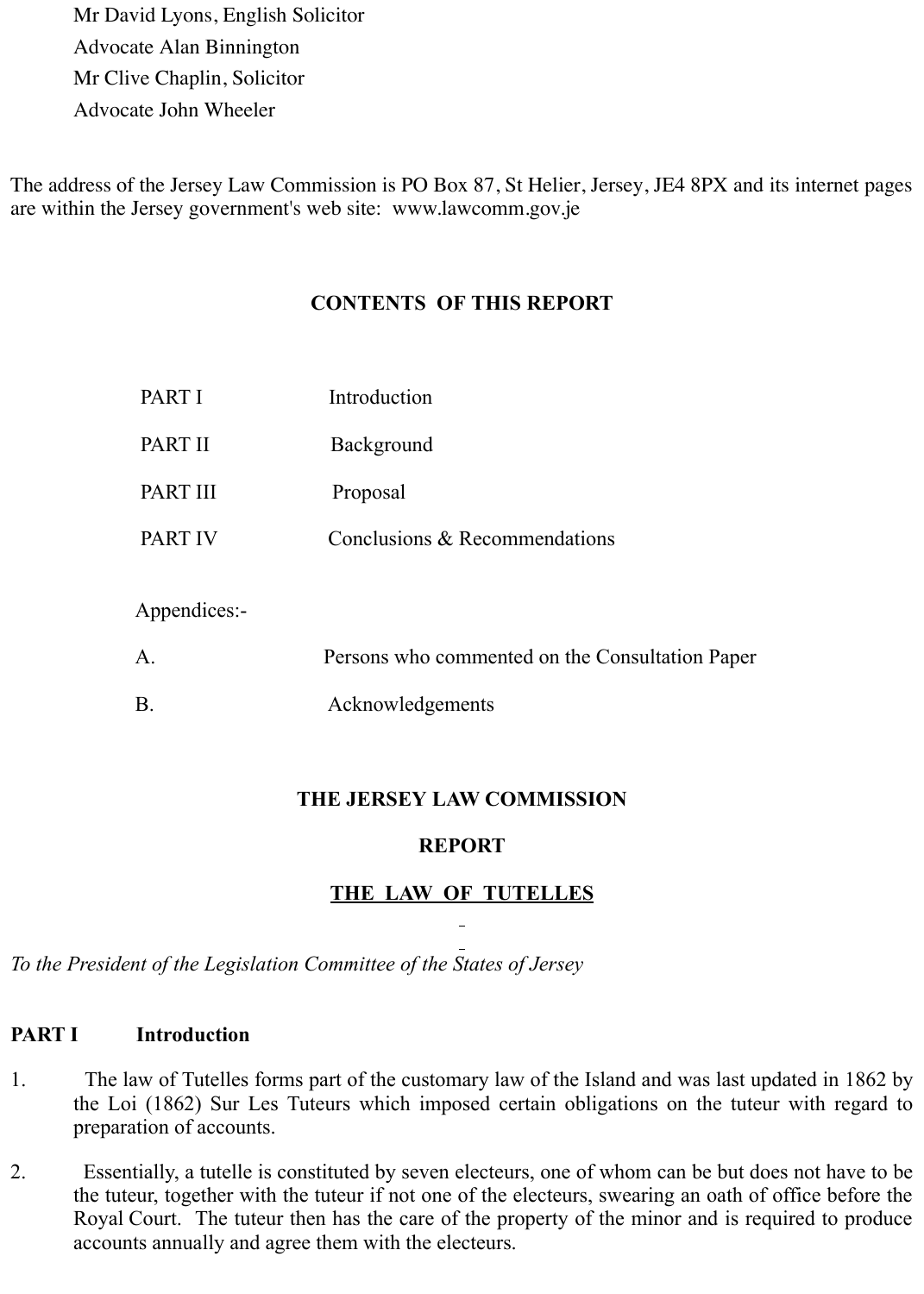Mr David Lyons, English Solicitor

Advocate Alan Binnington

Mr Clive Chaplin, Solicitor

Advocate John Wheeler

The address of the Jersey Law Commission is PO Box 87, St Helier, Jersey, JE4 8PX and its internet pages are within the Jersey government's web site: www.lawcomm.gov.je

## CONTENTS OF THIS REPORT

| | |
|---|---|
| PART I | Introduction |
| PART II | Background |
| PART III | Proposal |
| PART IV | Conclusions & Recommendations |

Appendices:-

| | |
|---|---|
| A. | Persons who commented on the Consultation Paper |
| B. | Acknowledgements |

## THE JERSEY LAW COMMISSION

## REPORT

## <u>THE LAW OF TUTELLES</u>

*To the President of the Legislation Committee of the States of Jersey*

### PART I Introduction

1. The law of Tutelles forms part of the customary law of the Island and was last updated in 1862 by the Loi (1862) Sur Les Tuteurs which imposed certain obligations on the tuteur with regard to preparation of accounts.

2. Essentially, a tutelle is constituted by seven electeurs, one of whom can be but does not have to be the tuteur, together with the tuteur if not one of the electeurs, swearing an oath of office before the Royal Court. The tuteur then has the care of the property of the minor and is required to produce accounts annually and agree them with the electeurs.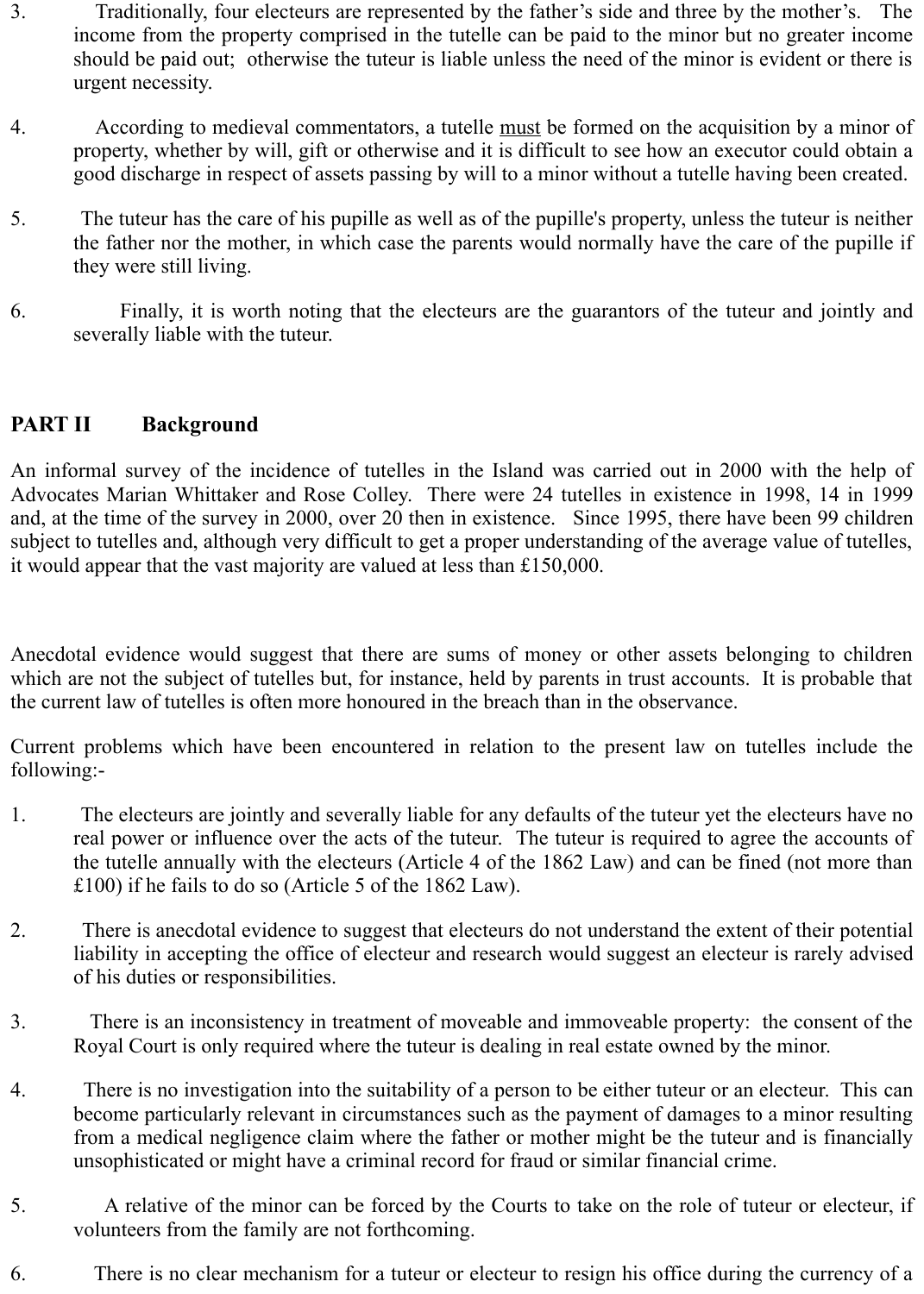3. Traditionally, four electeurs are represented by the father's side and three by the mother's. The income from the property comprised in the tutelle can be paid to the minor but no greater income should be paid out; otherwise the tuteur is liable unless the need of the minor is evident or there is urgent necessity.

4. According to medieval commentators, a tutelle <u>must</u> be formed on the acquisition by a minor of property, whether by will, gift or otherwise and it is difficult to see how an executor could obtain a good discharge in respect of assets passing by will to a minor without a tutelle having been created.

5. The tuteur has the care of his pupille as well as of the pupille's property, unless the tuteur is neither the father nor the mother, in which case the parents would normally have the care of the pupille if they were still living.

6. Finally, it is worth noting that the electeurs are the guarantors of the tuteur and jointly and severally liable with the tuteur.

## PART II Background

An informal survey of the incidence of tutelles in the Island was carried out in 2000 with the help of Advocates Marian Whittaker and Rose Colley. There were 24 tutelles in existence in 1998, 14 in 1999 and, at the time of the survey in 2000, over 20 then in existence. Since 1995, there have been 99 children subject to tutelles and, although very difficult to get a proper understanding of the average value of tutelles, it would appear that the vast majority are valued at less than £150,000.

Anecdotal evidence would suggest that there are sums of money or other assets belonging to children which are not the subject of tutelles but, for instance, held by parents in trust accounts. It is probable that the current law of tutelles is often more honoured in the breach than in the observance.

Current problems which have been encountered in relation to the present law on tutelles include the following:-

1. The electeurs are jointly and severally liable for any defaults of the tuteur yet the electeurs have no real power or influence over the acts of the tuteur. The tuteur is required to agree the accounts of the tutelle annually with the electeurs (Article 4 of the 1862 Law) and can be fined (not more than £100) if he fails to do so (Article 5 of the 1862 Law).

2. There is anecdotal evidence to suggest that electeurs do not understand the extent of their potential liability in accepting the office of electeur and research would suggest an electeur is rarely advised of his duties or responsibilities.

3. There is an inconsistency in treatment of moveable and immoveable property: the consent of the Royal Court is only required where the tuteur is dealing in real estate owned by the minor.

4. There is no investigation into the suitability of a person to be either tuteur or an electeur. This can become particularly relevant in circumstances such as the payment of damages to a minor resulting from a medical negligence claim where the father or mother might be the tuteur and is financially unsophisticated or might have a criminal record for fraud or similar financial crime.

5. A relative of the minor can be forced by the Courts to take on the role of tuteur or electeur, if volunteers from the family are not forthcoming.

6. There is no clear mechanism for a tuteur or electeur to resign his office during the currency of a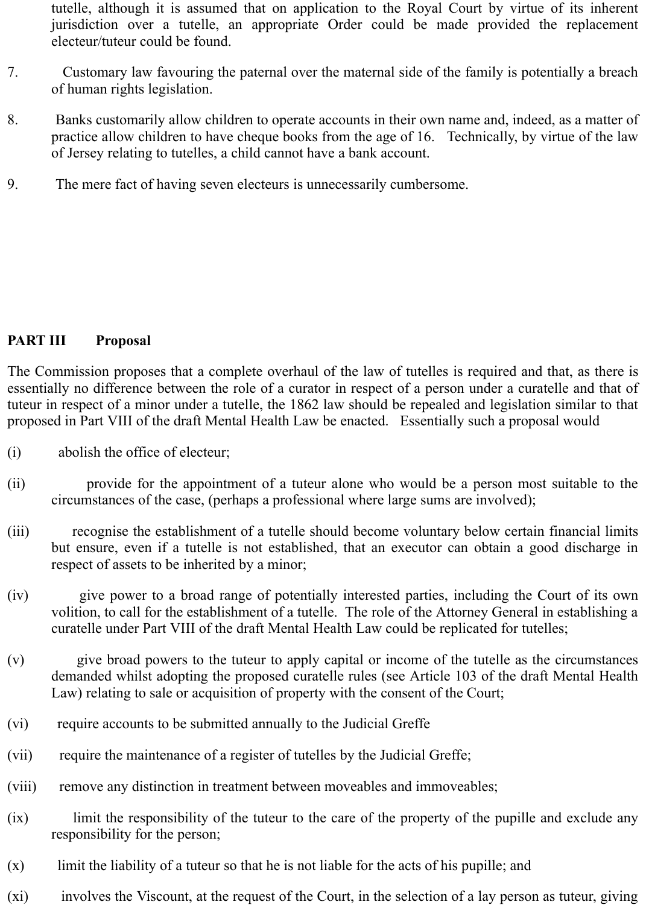tutelle, although it is assumed that on application to the Royal Court by virtue of its inherent jurisdiction over a tutelle, an appropriate Order could be made provided the replacement electeur/tuteur could be found.

7. Customary law favouring the paternal over the maternal side of the family is potentially a breach of human rights legislation.

8. Banks customarily allow children to operate accounts in their own name and, indeed, as a matter of practice allow children to have cheque books from the age of 16. Technically, by virtue of the law of Jersey relating to tutelles, a child cannot have a bank account.

9. The mere fact of having seven electeurs is unnecessarily cumbersome.

## PART III Proposal

The Commission proposes that a complete overhaul of the law of tutelles is required and that, as there is essentially no difference between the role of a curator in respect of a person under a curatelle and that of tuteur in respect of a minor under a tutelle, the 1862 law should be repealed and legislation similar to that proposed in Part VIII of the draft Mental Health Law be enacted. Essentially such a proposal would

(i) abolish the office of electeur;

(ii) provide for the appointment of a tuteur alone who would be a person most suitable to the circumstances of the case, (perhaps a professional where large sums are involved);

(iii) recognise the establishment of a tutelle should become voluntary below certain financial limits but ensure, even if a tutelle is not established, that an executor can obtain a good discharge in respect of assets to be inherited by a minor;

(iv) give power to a broad range of potentially interested parties, including the Court of its own volition, to call for the establishment of a tutelle. The role of the Attorney General in establishing a curatelle under Part VIII of the draft Mental Health Law could be replicated for tutelles;

(v) give broad powers to the tuteur to apply capital or income of the tutelle as the circumstances demanded whilst adopting the proposed curatelle rules (see Article 103 of the draft Mental Health Law) relating to sale or acquisition of property with the consent of the Court;

(vi) require accounts to be submitted annually to the Judicial Greffe

(vii) require the maintenance of a register of tutelles by the Judicial Greffe;

(viii) remove any distinction in treatment between moveables and immoveables;

(ix) limit the responsibility of the tuteur to the care of the property of the pupille and exclude any responsibility for the person;

(x) limit the liability of a tuteur so that he is not liable for the acts of his pupille; and

(xi) involves the Viscount, at the request of the Court, in the selection of a lay person as tuteur, giving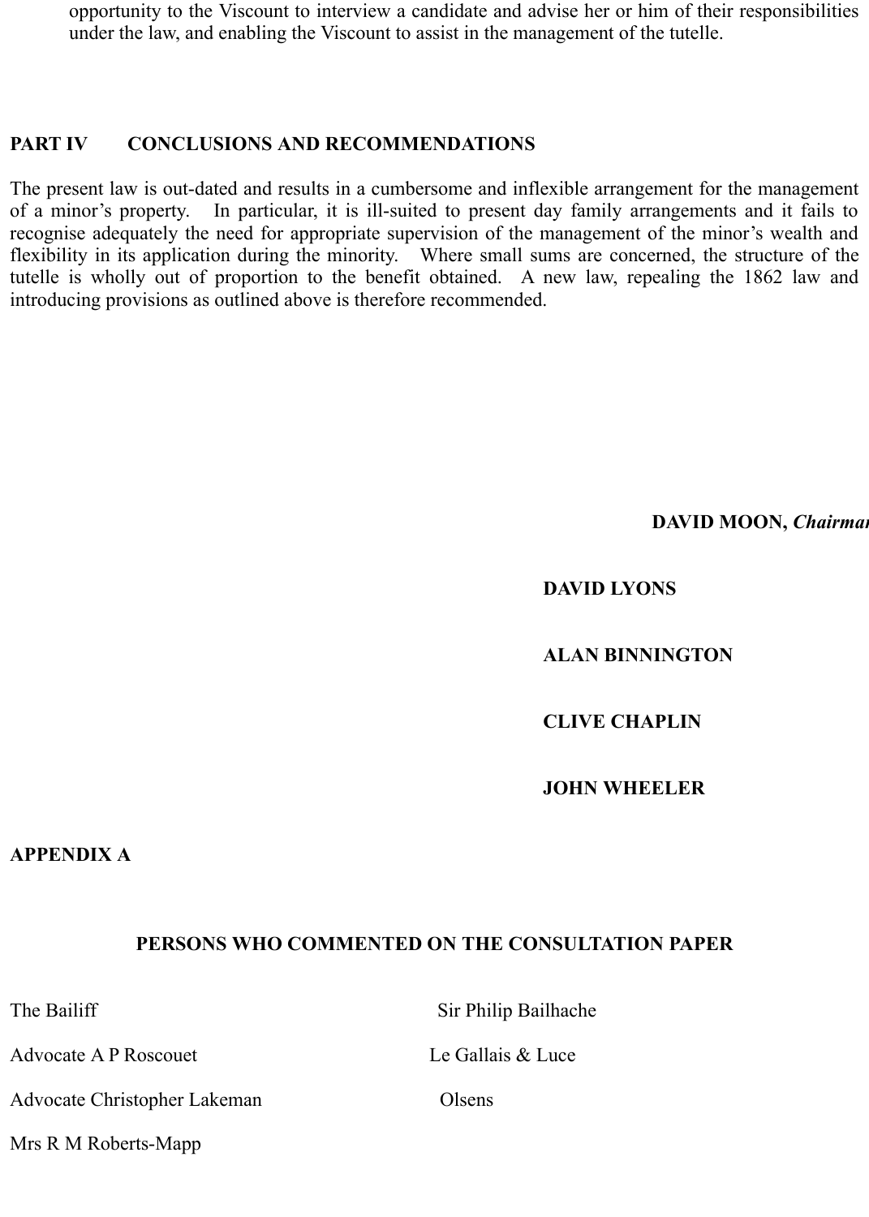opportunity to the Viscount to interview a candidate and advise her or him of their responsibilities under the law, and enabling the Viscount to assist in the management of the tutelle.

## PART IV CONCLUSIONS AND RECOMMENDATIONS

The present law is out-dated and results in a cumbersome and inflexible arrangement for the management of a minor's property. In particular, it is ill-suited to present day family arrangements and it fails to recognise adequately the need for appropriate supervision of the management of the minor's wealth and flexibility in its application during the minority. Where small sums are concerned, the structure of the tutelle is wholly out of proportion to the benefit obtained. A new law, repealing the 1862 law and introducing provisions as outlined above is therefore recommended.

**DAVID MOON,** ***Chairman***

**DAVID LYONS**

**ALAN BINNINGTON**

**CLIVE CHAPLIN**

**JOHN WHEELER**

## APPENDIX A

### PERSONS WHO COMMENTED ON THE CONSULTATION PAPER

| | |
|---|---|
| The Bailiff | Sir Philip Bailhache |
| Advocate A P Roscouet | Le Gallais & Luce |
| Advocate Christopher Lakeman | Olsens |
| Mrs R M Roberts-Mapp | |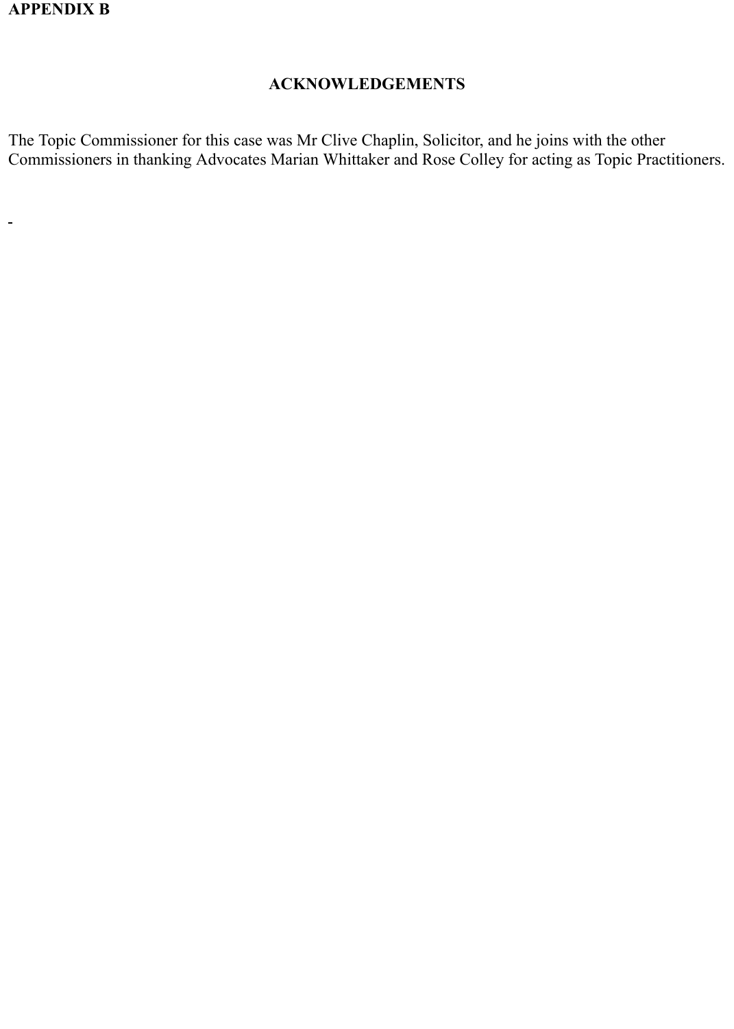**APPENDIX B**

## ACKNOWLEDGEMENTS

The Topic Commissioner for this case was Mr Clive Chaplin, Solicitor, and he joins with the other Commissioners in thanking Advocates Marian Whittaker and Rose Colley for acting as Topic Practitioners.